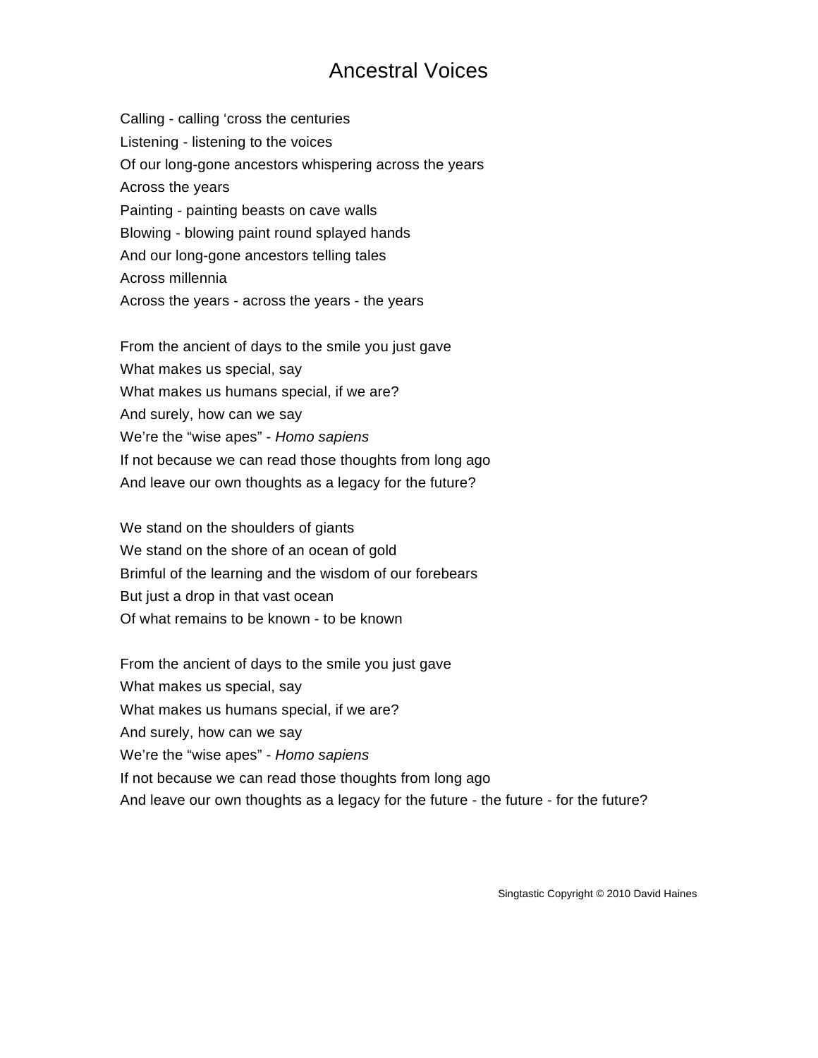# Ancestral Voices

Calling - calling ‘cross the centuries
Listening - listening to the voices
Of our long-gone ancestors whispering across the years
Across the years
Painting - painting beasts on cave walls
Blowing - blowing paint round splayed hands
And our long-gone ancestors telling tales
Across millennia
Across the years - across the years - the years

From the ancient of days to the smile you just gave
What makes us special, say
What makes us humans special, if we are?
And surely, how can we say
We’re the “wise apes” - *Homo sapiens*
If not because we can read those thoughts from long ago
And leave our own thoughts as a legacy for the future?

We stand on the shoulders of giants
We stand on the shore of an ocean of gold
Brimful of the learning and the wisdom of our forebears
But just a drop in that vast ocean
Of what remains to be known - to be known

From the ancient of days to the smile you just gave
What makes us special, say
What makes us humans special, if we are?
And surely, how can we say
We’re the “wise apes” - *Homo sapiens*
If not because we can read those thoughts from long ago
And leave our own thoughts as a legacy for the future - the future - for the future?

Singtastic Copyright © 2010 David Haines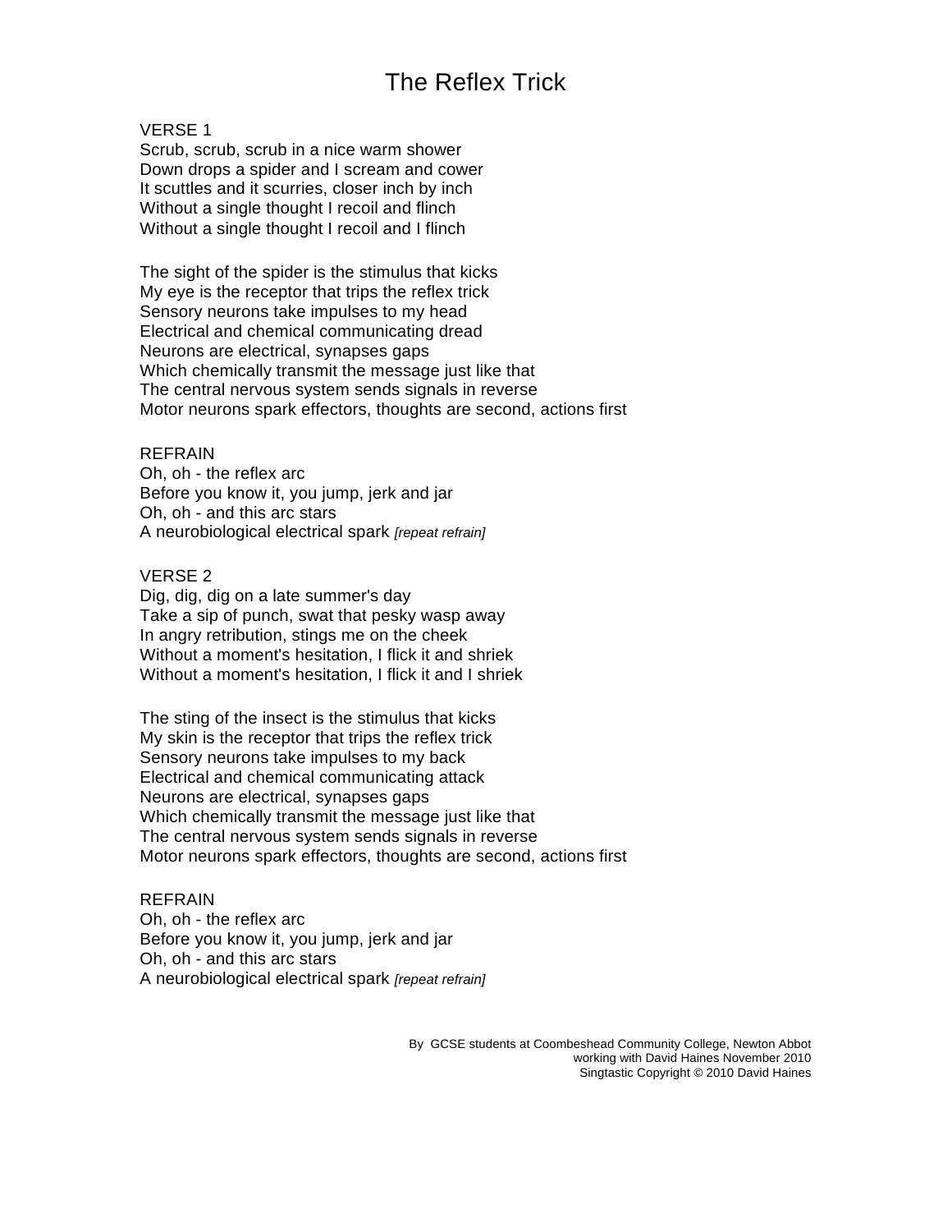# The Reflex Trick

VERSE 1
Scrub, scrub, scrub in a nice warm shower
Down drops a spider and I scream and cower
It scuttles and it scurries, closer inch by inch
Without a single thought I recoil and flinch
Without a single thought I recoil and I flinch

The sight of the spider is the stimulus that kicks
My eye is the receptor that trips the reflex trick
Sensory neurons take impulses to my head
Electrical and chemical communicating dread
Neurons are electrical, synapses gaps
Which chemically transmit the message just like that
The central nervous system sends signals in reverse
Motor neurons spark effectors, thoughts are second, actions first

REFRAIN
Oh, oh - the reflex arc
Before you know it, you jump, jerk and jar
Oh, oh - and this arc stars
A neurobiological electrical spark *[repeat refrain]*

VERSE 2
Dig, dig, dig on a late summer's day
Take a sip of punch, swat that pesky wasp away
In angry retribution, stings me on the cheek
Without a moment's hesitation, I flick it and shriek
Without a moment's hesitation, I flick it and I shriek

The sting of the insect is the stimulus that kicks
My skin is the receptor that trips the reflex trick
Sensory neurons take impulses to my back
Electrical and chemical communicating attack
Neurons are electrical, synapses gaps
Which chemically transmit the message just like that
The central nervous system sends signals in reverse
Motor neurons spark effectors, thoughts are second, actions first

REFRAIN
Oh, oh - the reflex arc
Before you know it, you jump, jerk and jar
Oh, oh - and this arc stars
A neurobiological electrical spark *[repeat refrain]*

By GCSE students at Coombeshead Community College, Newton Abbot
working with David Haines November 2010
Singtastic Copyright © 2010 David Haines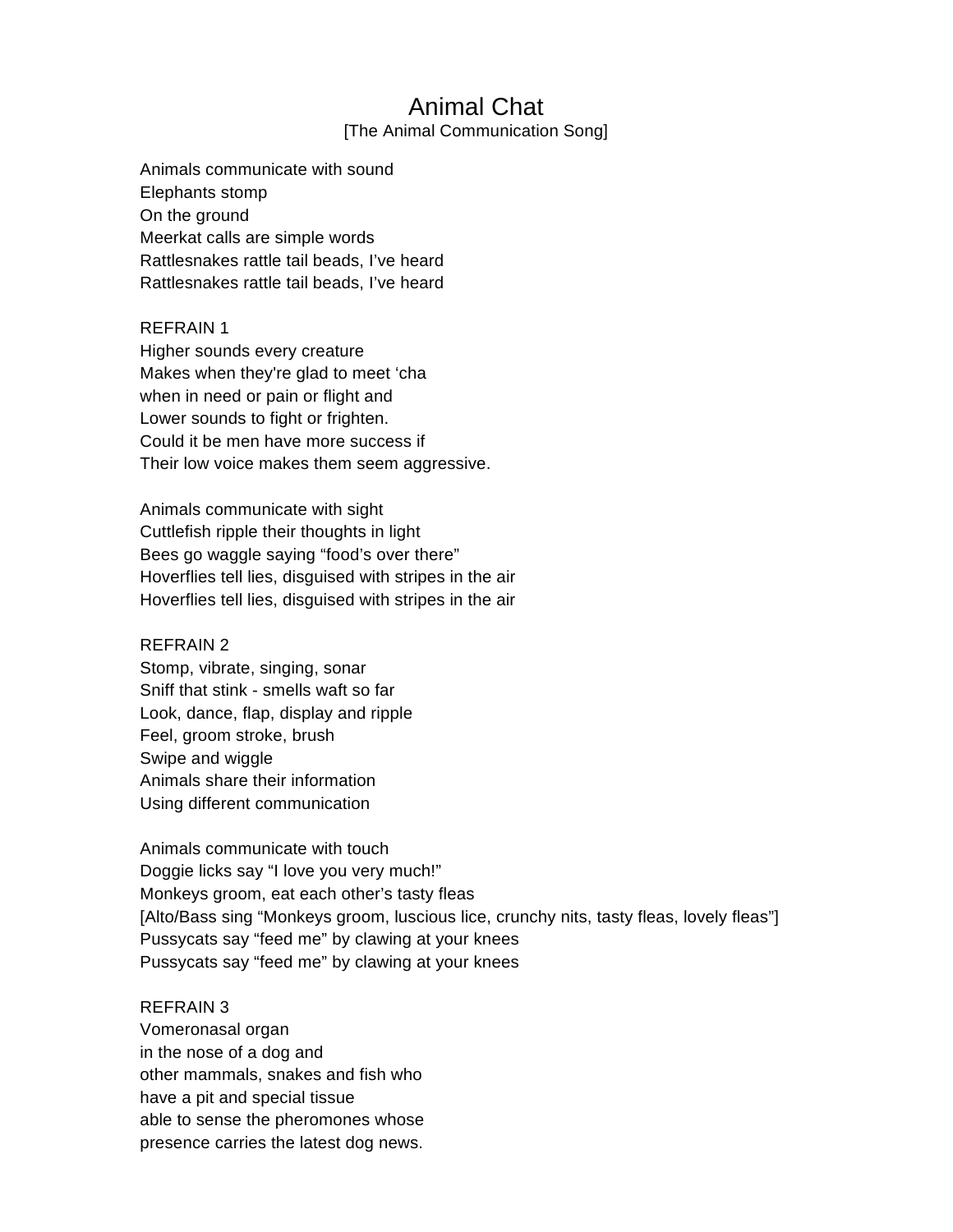# Animal Chat

[The Animal Communication Song]

Animals communicate with sound
Elephants stomp
On the ground
Meerkat calls are simple words
Rattlesnakes rattle tail beads, I've heard
Rattlesnakes rattle tail beads, I've heard

REFRAIN 1
Higher sounds every creature
Makes when they're glad to meet 'cha
when in need or pain or flight and
Lower sounds to fight or frighten.
Could it be men have more success if
Their low voice makes them seem aggressive.

Animals communicate with sight
Cuttlefish ripple their thoughts in light
Bees go waggle saying "food's over there"
Hoverflies tell lies, disguised with stripes in the air
Hoverflies tell lies, disguised with stripes in the air

REFRAIN 2
Stomp, vibrate, singing, sonar
Sniff that stink - smells waft so far
Look, dance, flap, display and ripple
Feel, groom stroke, brush
Swipe and wiggle
Animals share their information
Using different communication

Animals communicate with touch
Doggie licks say "I love you very much!"
Monkeys groom, eat each other's tasty fleas
[Alto/Bass sing "Monkeys groom, luscious lice, crunchy nits, tasty fleas, lovely fleas"]
Pussycats say "feed me" by clawing at your knees
Pussycats say "feed me" by clawing at your knees

REFRAIN 3
Vomeronasal organ
in the nose of a dog and
other mammals, snakes and fish who
have a pit and special tissue
able to sense the pheromones whose
presence carries the latest dog news.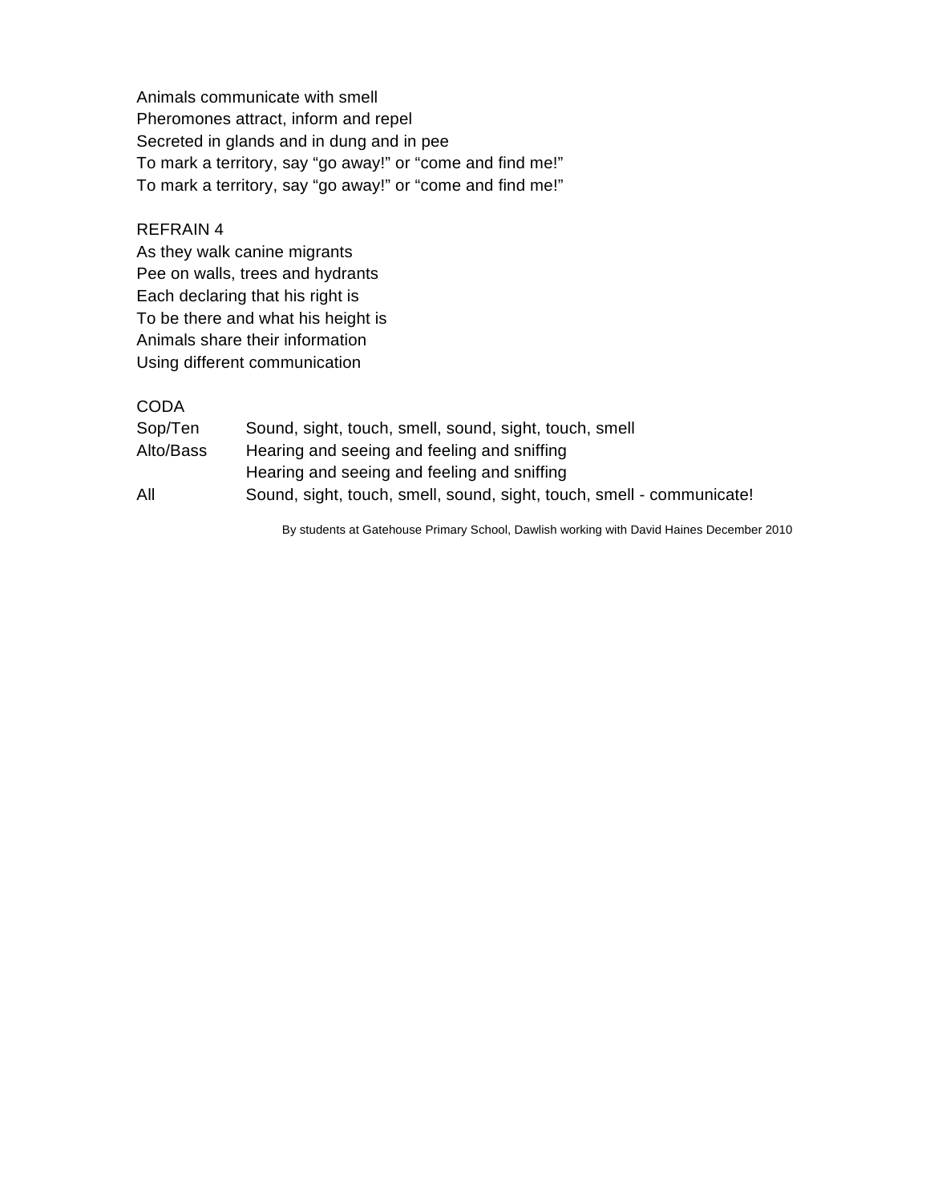Animals communicate with smell
Pheromones attract, inform and repel
Secreted in glands and in dung and in pee
To mark a territory, say "go away!" or "come and find me!"
To mark a territory, say "go away!" or "come and find me!"

REFRAIN 4
As they walk canine migrants
Pee on walls, trees and hydrants
Each declaring that his right is
To be there and what his height is
Animals share their information
Using different communication

CODA

| | |
|---|---|
| Sop/Ten | Sound, sight, touch, smell, sound, sight, touch, smell |
| Alto/Bass | Hearing and seeing and feeling and sniffing |
| | Hearing and seeing and feeling and sniffing |
| All | Sound, sight, touch, smell, sound, sight, touch, smell - communicate! |

By students at Gatehouse Primary School, Dawlish working with David Haines December 2010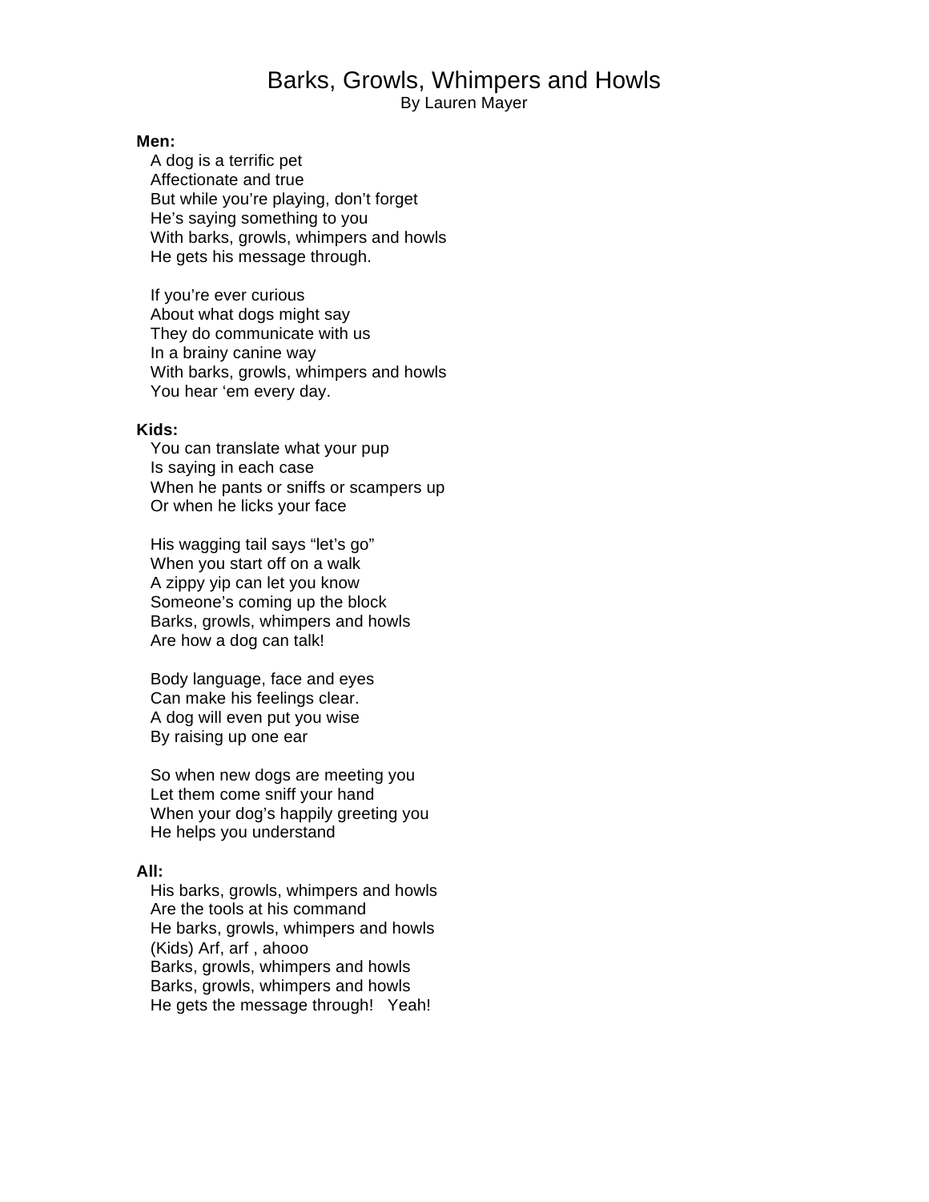# Barks, Growls, Whimpers and Howls

By Lauren Mayer

**Men:**

A dog is a terrific pet
Affectionate and true
But while you're playing, don't forget
He's saying something to you
With barks, growls, whimpers and howls
He gets his message through.

If you're ever curious
About what dogs might say
They do communicate with us
In a brainy canine way
With barks, growls, whimpers and howls
You hear 'em every day.

**Kids:**

You can translate what your pup
Is saying in each case
When he pants or sniffs or scampers up
Or when he licks your face

His wagging tail says "let's go"
When you start off on a walk
A zippy yip can let you know
Someone's coming up the block
Barks, growls, whimpers and howls
Are how a dog can talk!

Body language, face and eyes
Can make his feelings clear.
A dog will even put you wise
By raising up one ear

So when new dogs are meeting you
Let them come sniff your hand
When your dog's happily greeting you
He helps you understand

**All:**

His barks, growls, whimpers and howls
Are the tools at his command
He barks, growls, whimpers and howls
(Kids) Arf, arf , ahooo
Barks, growls, whimpers and howls
Barks, growls, whimpers and howls
He gets the message through!   Yeah!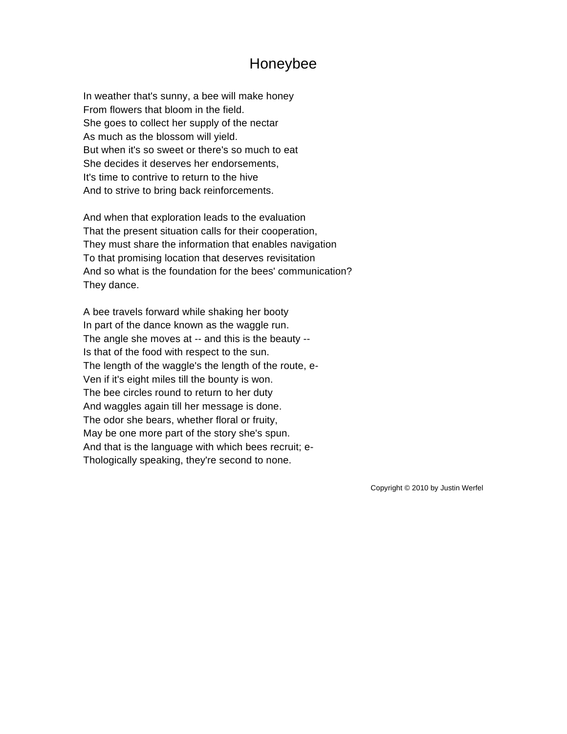# Honeybee

In weather that's sunny, a bee will make honey
From flowers that bloom in the field.
She goes to collect her supply of the nectar
As much as the blossom will yield.
But when it's so sweet or there's so much to eat
She decides it deserves her endorsements,
It's time to contrive to return to the hive
And to strive to bring back reinforcements.

And when that exploration leads to the evaluation
That the present situation calls for their cooperation,
They must share the information that enables navigation
To that promising location that deserves revisitation
And so what is the foundation for the bees' communication?
They dance.

A bee travels forward while shaking her booty
In part of the dance known as the waggle run.
The angle she moves at -- and this is the beauty --
Is that of the food with respect to the sun.
The length of the waggle's the length of the route, e-
Ven if it's eight miles till the bounty is won.
The bee circles round to return to her duty
And waggles again till her message is done.
The odor she bears, whether floral or fruity,
May be one more part of the story she's spun.
And that is the language with which bees recruit; e-
Thologically speaking, they're second to none.

Copyright © 2010 by Justin Werfel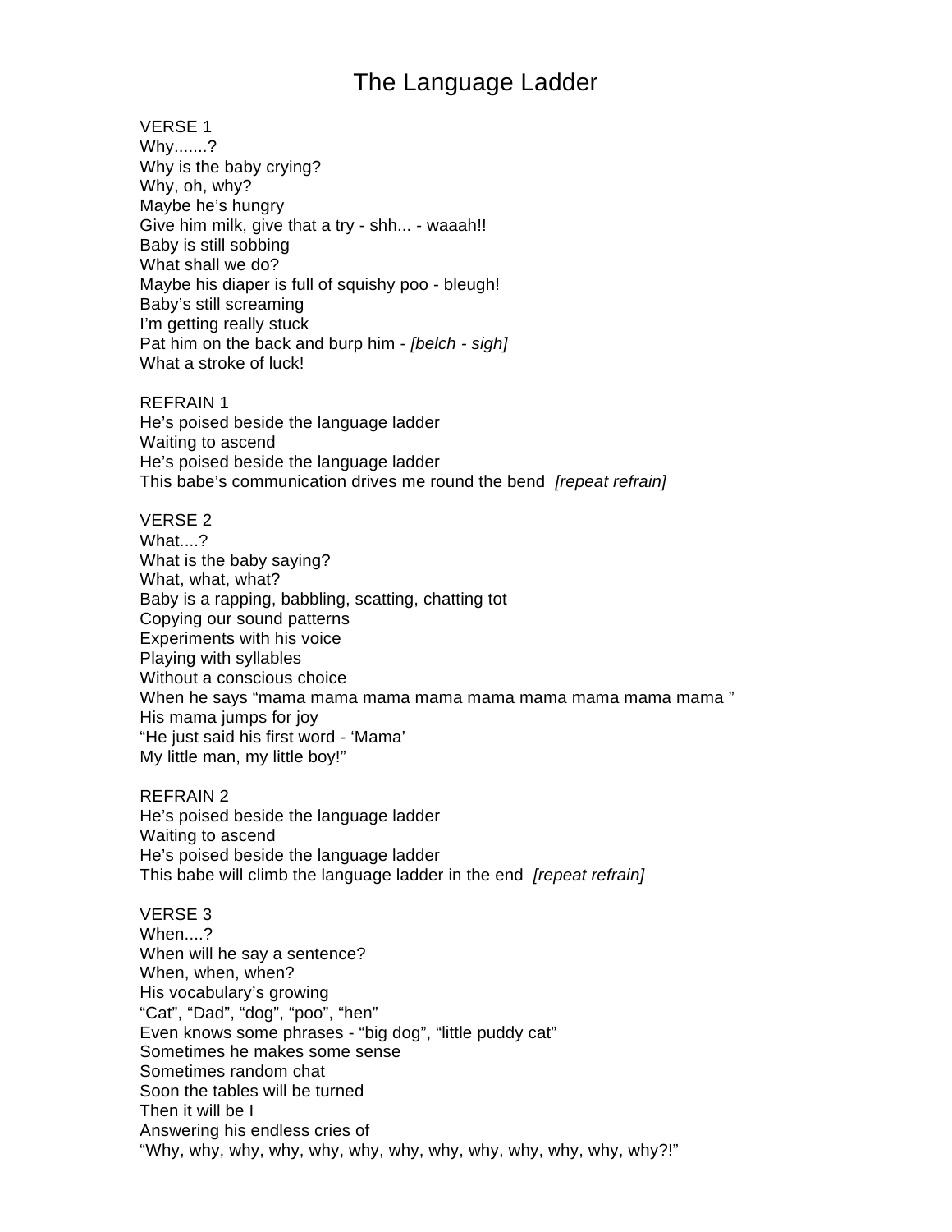# The Language Ladder

VERSE 1
Why.......?
Why is the baby crying?
Why, oh, why?
Maybe he's hungry
Give him milk, give that a try - shh... - waaah!!
Baby is still sobbing
What shall we do?
Maybe his diaper is full of squishy poo - bleugh!
Baby's still screaming
I'm getting really stuck
Pat him on the back and burp him - *[belch - sigh]*
What a stroke of luck!

REFRAIN 1
He's poised beside the language ladder
Waiting to ascend
He's poised beside the language ladder
This babe's communication drives me round the bend *[repeat refrain]*

VERSE 2
What....?
What is the baby saying?
What, what, what?
Baby is a rapping, babbling, scatting, chatting tot
Copying our sound patterns
Experiments with his voice
Playing with syllables
Without a conscious choice
When he says "mama mama mama mama mama mama mama mama mama "
His mama jumps for joy
"He just said his first word - 'Mama'
My little man, my little boy!"

REFRAIN 2
He's poised beside the language ladder
Waiting to ascend
He's poised beside the language ladder
This babe will climb the language ladder in the end *[repeat refrain]*

VERSE 3
When....?
When will he say a sentence?
When, when, when?
His vocabulary's growing
"Cat", "Dad", "dog", "poo", "hen"
Even knows some phrases - "big dog", "little puddy cat"
Sometimes he makes some sense
Sometimes random chat
Soon the tables will be turned
Then it will be I
Answering his endless cries of
"Why, why, why, why, why, why, why, why, why, why, why, why, why?!"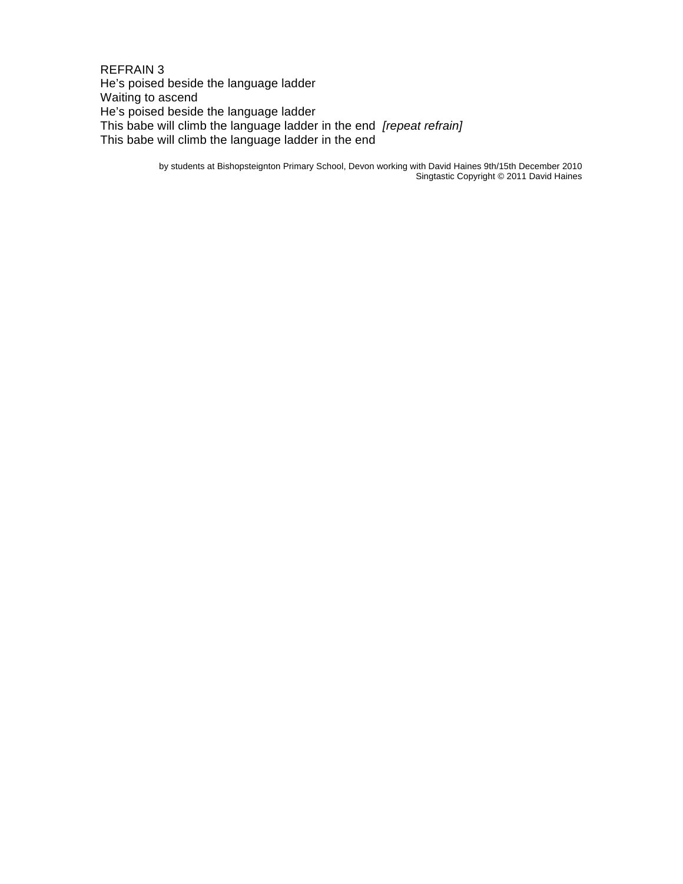REFRAIN 3
He's poised beside the language ladder
Waiting to ascend
He's poised beside the language ladder
This babe will climb the language ladder in the end *[repeat refrain]*
This babe will climb the language ladder in the end

by students at Bishopsteignton Primary School, Devon working with David Haines 9th/15th December 2010
Singtastic Copyright © 2011 David Haines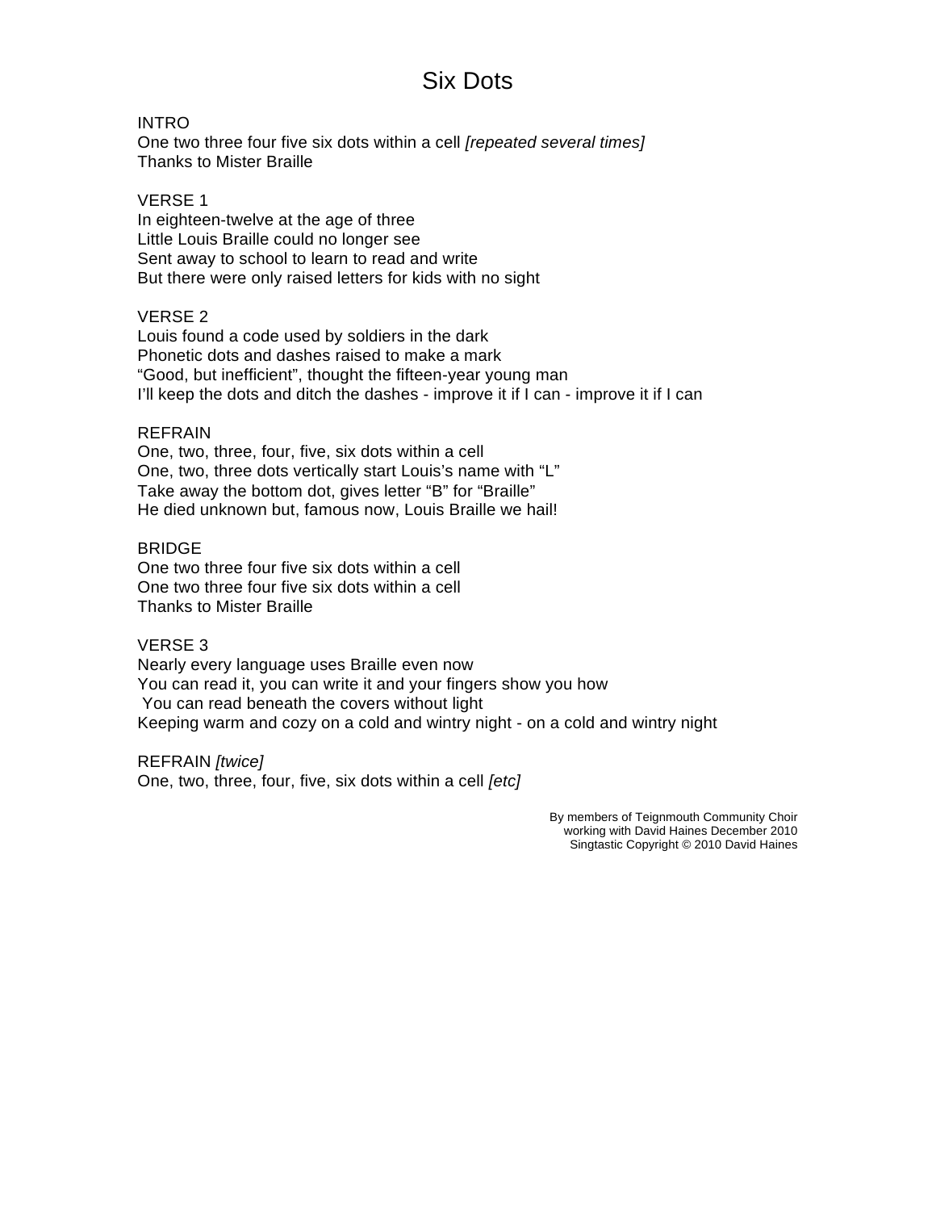# Six Dots

INTRO
One two three four five six dots within a cell *[repeated several times]*
Thanks to Mister Braille

VERSE 1
In eighteen-twelve at the age of three
Little Louis Braille could no longer see
Sent away to school to learn to read and write
But there were only raised letters for kids with no sight

VERSE 2
Louis found a code used by soldiers in the dark
Phonetic dots and dashes raised to make a mark
"Good, but inefficient", thought the fifteen-year young man
I'll keep the dots and ditch the dashes - improve it if I can - improve it if I can

REFRAIN
One, two, three, four, five, six dots within a cell
One, two, three dots vertically start Louis's name with "L"
Take away the bottom dot, gives letter "B" for "Braille"
He died unknown but, famous now, Louis Braille we hail!

BRIDGE
One two three four five six dots within a cell
One two three four five six dots within a cell
Thanks to Mister Braille

VERSE 3
Nearly every language uses Braille even now
You can read it, you can write it and your fingers show you how
You can read beneath the covers without light
Keeping warm and cozy on a cold and wintry night - on a cold and wintry night

REFRAIN *[twice]*
One, two, three, four, five, six dots within a cell *[etc]*

By members of Teignmouth Community Choir
working with David Haines December 2010
Singtastic Copyright © 2010 David Haines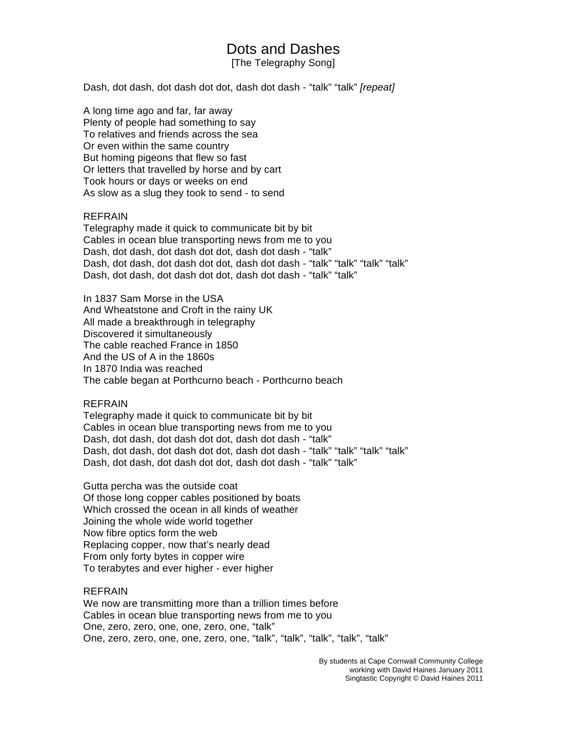# Dots and Dashes

[The Telegraphy Song]

Dash, dot dash, dot dash dot dot, dash dot dash - “talk” “talk” *[repeat]*

A long time ago and far, far away
Plenty of people had something to say
To relatives and friends across the sea
Or even within the same country
But homing pigeons that flew so fast
Or letters that travelled by horse and by cart
Took hours or days or weeks on end
As slow as a slug they took to send - to send

REFRAIN
Telegraphy made it quick to communicate bit by bit
Cables in ocean blue transporting news from me to you
Dash, dot dash, dot dash dot dot, dash dot dash - “talk”
Dash, dot dash, dot dash dot dot, dash dot dash - “talk” “talk” “talk” “talk”
Dash, dot dash, dot dash dot dot, dash dot dash - “talk” “talk”

In 1837 Sam Morse in the USA
And Wheatstone and Croft in the rainy UK
All made a breakthrough in telegraphy
Discovered it simultaneously
The cable reached France in 1850
And the US of A in the 1860s
In 1870 India was reached
The cable began at Porthcurno beach - Porthcurno beach

REFRAIN
Telegraphy made it quick to communicate bit by bit
Cables in ocean blue transporting news from me to you
Dash, dot dash, dot dash dot dot, dash dot dash - “talk”
Dash, dot dash, dot dash dot dot, dash dot dash - “talk” “talk” “talk” “talk”
Dash, dot dash, dot dash dot dot, dash dot dash - “talk” “talk”

Gutta percha was the outside coat
Of those long copper cables positioned by boats
Which crossed the ocean in all kinds of weather
Joining the whole wide world together
Now fibre optics form the web
Replacing copper, now that’s nearly dead
From only forty bytes in copper wire
To terabytes and ever higher - ever higher

REFRAIN
We now are transmitting more than a trillion times before
Cables in ocean blue transporting news from me to you
One, zero, zero, one, one, zero, one, “talk”
One, zero, zero, one, one, zero, one, “talk”, “talk”, “talk”, “talk”, “talk”

By students at Cape Cornwall Community College
working with David Haines January 2011
Singtastic Copyright © David Haines 2011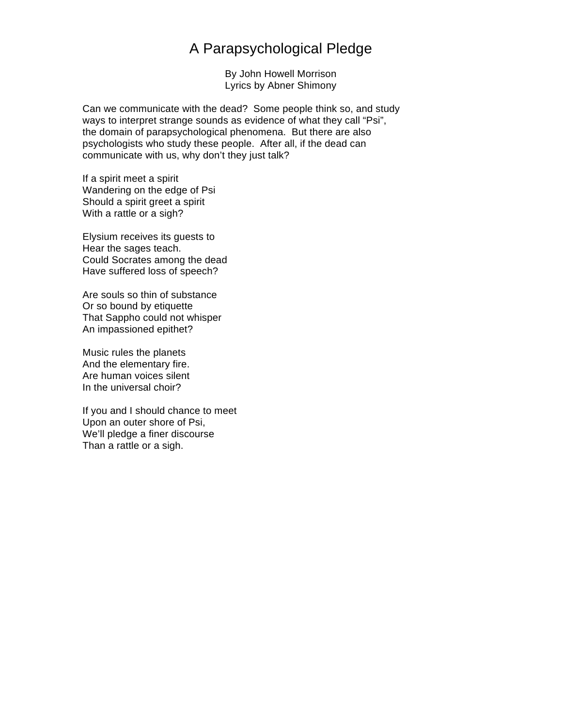# A Parapsychological Pledge

By John Howell Morrison
Lyrics by Abner Shimony

Can we communicate with the dead? Some people think so, and study ways to interpret strange sounds as evidence of what they call "Psi", the domain of parapsychological phenomena. But there are also psychologists who study these people. After all, if the dead can communicate with us, why don't they just talk?

If a spirit meet a spirit
Wandering on the edge of Psi
Should a spirit greet a spirit
With a rattle or a sigh?

Elysium receives its guests to
Hear the sages teach.
Could Socrates among the dead
Have suffered loss of speech?

Are souls so thin of substance
Or so bound by etiquette
That Sappho could not whisper
An impassioned epithet?

Music rules the planets
And the elementary fire.
Are human voices silent
In the universal choir?

If you and I should chance to meet
Upon an outer shore of Psi,
We'll pledge a finer discourse
Than a rattle or a sigh.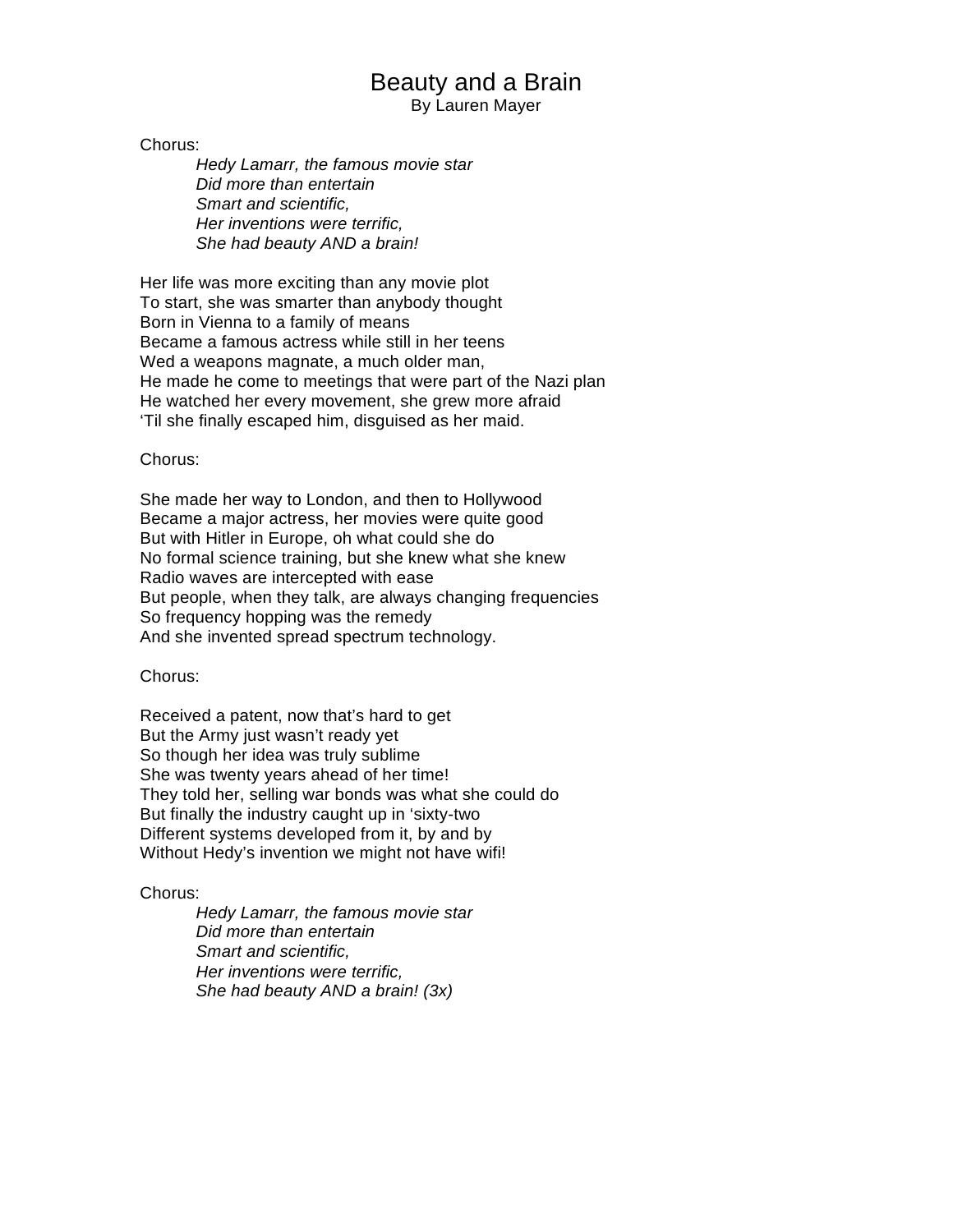# Beauty and a Brain

By Lauren Mayer

Chorus:

*Hedy Lamarr, the famous movie star*
*Did more than entertain*
*Smart and scientific,*
*Her inventions were terrific,*
*She had beauty AND a brain!*

Her life was more exciting than any movie plot
To start, she was smarter than anybody thought
Born in Vienna to a family of means
Became a famous actress while still in her teens
Wed a weapons magnate, a much older man,
He made he come to meetings that were part of the Nazi plan
He watched her every movement, she grew more afraid
'Til she finally escaped him, disguised as her maid.

Chorus:

She made her way to London, and then to Hollywood
Became a major actress, her movies were quite good
But with Hitler in Europe, oh what could she do
No formal science training, but she knew what she knew
Radio waves are intercepted with ease
But people, when they talk, are always changing frequencies
So frequency hopping was the remedy
And she invented spread spectrum technology.

Chorus:

Received a patent, now that's hard to get
But the Army just wasn't ready yet
So though her idea was truly sublime
She was twenty years ahead of her time!
They told her, selling war bonds was what she could do
But finally the industry caught up in 'sixty-two
Different systems developed from it, by and by
Without Hedy's invention we might not have wifi!

Chorus:

*Hedy Lamarr, the famous movie star*
*Did more than entertain*
*Smart and scientific,*
*Her inventions were terrific,*
*She had beauty AND a brain! (3x)*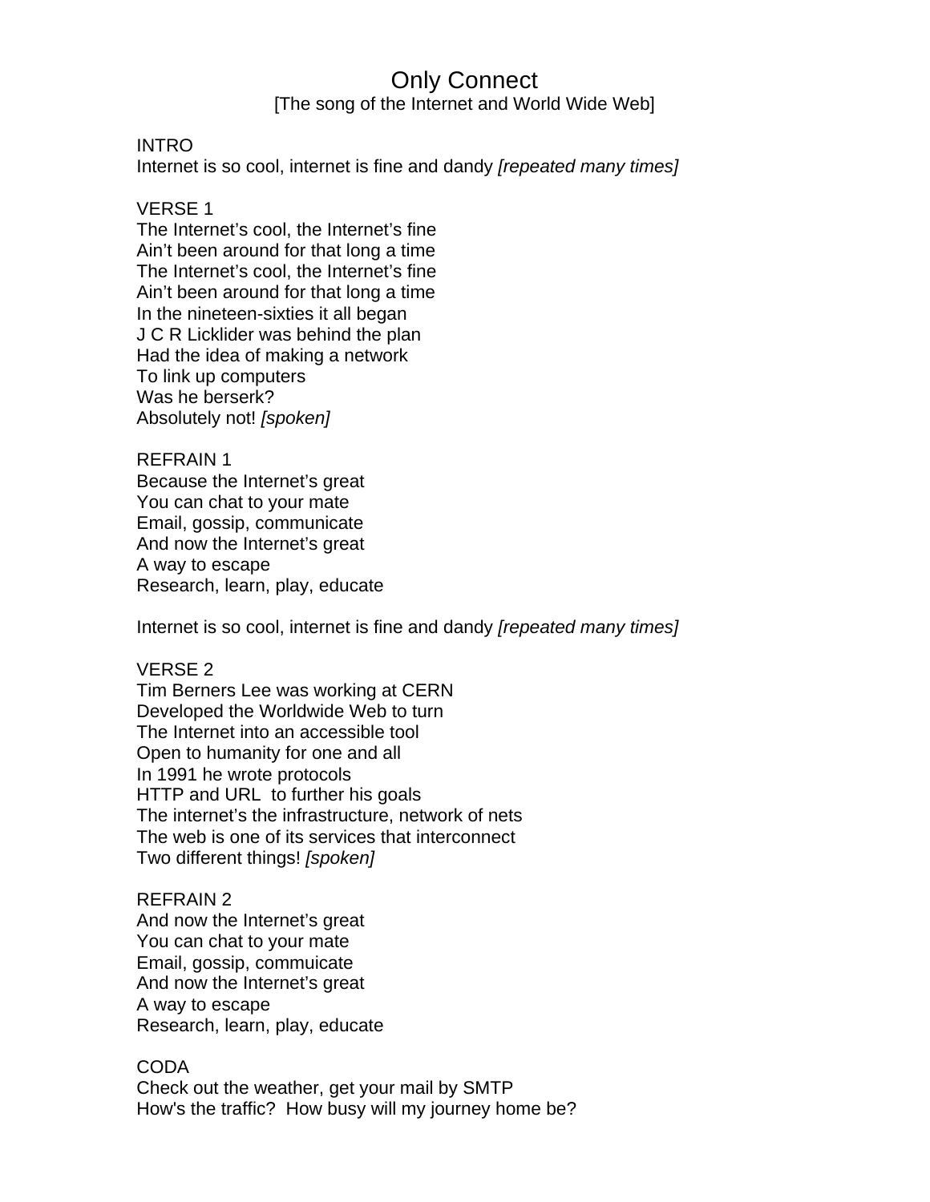# Only Connect

[The song of the Internet and World Wide Web]

INTRO
Internet is so cool, internet is fine and dandy *[repeated many times]*

VERSE 1
The Internet's cool, the Internet's fine
Ain't been around for that long a time
The Internet's cool, the Internet's fine
Ain't been around for that long a time
In the nineteen-sixties it all began
J C R Licklider was behind the plan
Had the idea of making a network
To link up computers
Was he berserk?
Absolutely not! *[spoken]*

REFRAIN 1
Because the Internet's great
You can chat to your mate
Email, gossip, communicate
And now the Internet's great
A way to escape
Research, learn, play, educate

Internet is so cool, internet is fine and dandy *[repeated many times]*

VERSE 2
Tim Berners Lee was working at CERN
Developed the Worldwide Web to turn
The Internet into an accessible tool
Open to humanity for one and all
In 1991 he wrote protocols
HTTP and URL to further his goals
The internet's the infrastructure, network of nets
The web is one of its services that interconnect
Two different things! *[spoken]*

REFRAIN 2
And now the Internet's great
You can chat to your mate
Email, gossip, commuicate
And now the Internet's great
A way to escape
Research, learn, play, educate

CODA
Check out the weather, get your mail by SMTP
How's the traffic? How busy will my journey home be?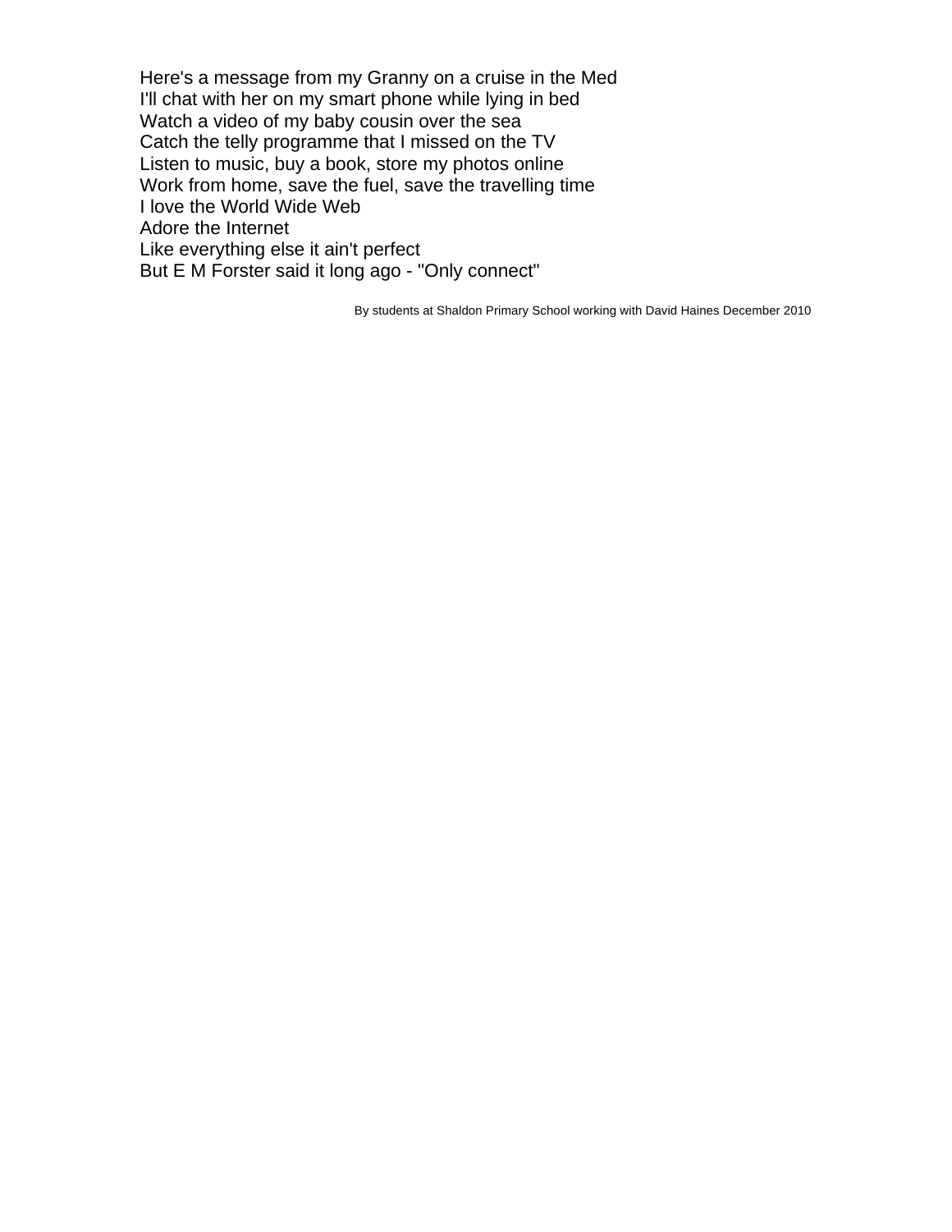Here's a message from my Granny on a cruise in the Med  
I'll chat with her on my smart phone while lying in bed  
Watch a video of my baby cousin over the sea  
Catch the telly programme that I missed on the TV  
Listen to music, buy a book, store my photos online  
Work from home, save the fuel, save the travelling time  
I love the World Wide Web  
Adore the Internet  
Like everything else it ain't perfect  
But E M Forster said it long ago - "Only connect"

By students at Shaldon Primary School working with David Haines December 2010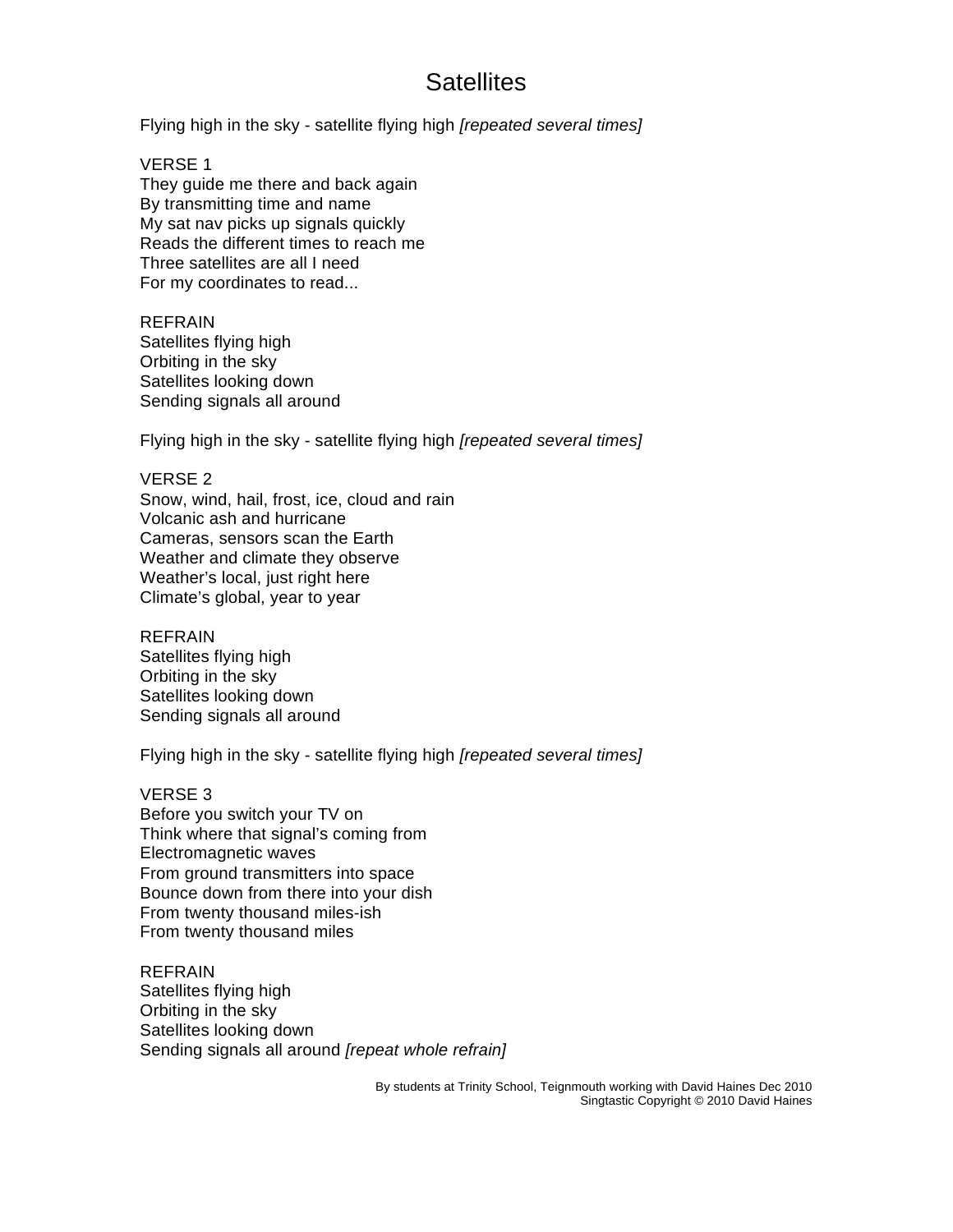# Satellites

Flying high in the sky - satellite flying high *[repeated several times]*

VERSE 1
They guide me there and back again
By transmitting time and name
My sat nav picks up signals quickly
Reads the different times to reach me
Three satellites are all I need
For my coordinates to read...

REFRAIN
Satellites flying high
Orbiting in the sky
Satellites looking down
Sending signals all around

Flying high in the sky - satellite flying high *[repeated several times]*

VERSE 2
Snow, wind, hail, frost, ice, cloud and rain
Volcanic ash and hurricane
Cameras, sensors scan the Earth
Weather and climate they observe
Weather's local, just right here
Climate's global, year to year

REFRAIN
Satellites flying high
Orbiting in the sky
Satellites looking down
Sending signals all around

Flying high in the sky - satellite flying high *[repeated several times]*

VERSE 3
Before you switch your TV on
Think where that signal's coming from
Electromagnetic waves
From ground transmitters into space
Bounce down from there into your dish
From twenty thousand miles-ish
From twenty thousand miles

REFRAIN
Satellites flying high
Orbiting in the sky
Satellites looking down
Sending signals all around *[repeat whole refrain]*

By students at Trinity School, Teignmouth working with David Haines Dec 2010
Singtastic Copyright © 2010 David Haines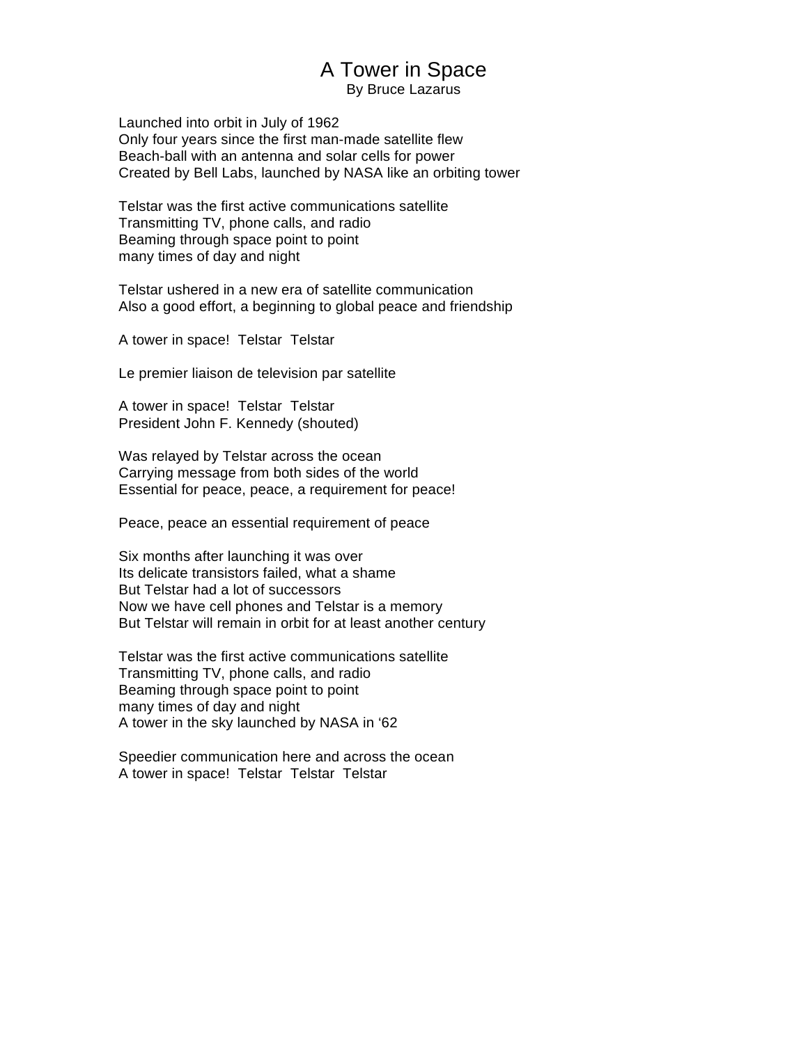# A Tower in Space

By Bruce Lazarus

Launched into orbit in July of 1962
Only four years since the first man-made satellite flew
Beach-ball with an antenna and solar cells for power
Created by Bell Labs, launched by NASA like an orbiting tower

Telstar was the first active communications satellite
Transmitting TV, phone calls, and radio
Beaming through space point to point
many times of day and night

Telstar ushered in a new era of satellite communication
Also a good effort, a beginning to global peace and friendship

A tower in space! Telstar Telstar

Le premier liaison de television par satellite

A tower in space! Telstar Telstar
President John F. Kennedy (shouted)

Was relayed by Telstar across the ocean
Carrying message from both sides of the world
Essential for peace, peace, a requirement for peace!

Peace, peace an essential requirement of peace

Six months after launching it was over
Its delicate transistors failed, what a shame
But Telstar had a lot of successors
Now we have cell phones and Telstar is a memory
But Telstar will remain in orbit for at least another century

Telstar was the first active communications satellite
Transmitting TV, phone calls, and radio
Beaming through space point to point
many times of day and night
A tower in the sky launched by NASA in ‘62

Speedier communication here and across the ocean
A tower in space! Telstar Telstar Telstar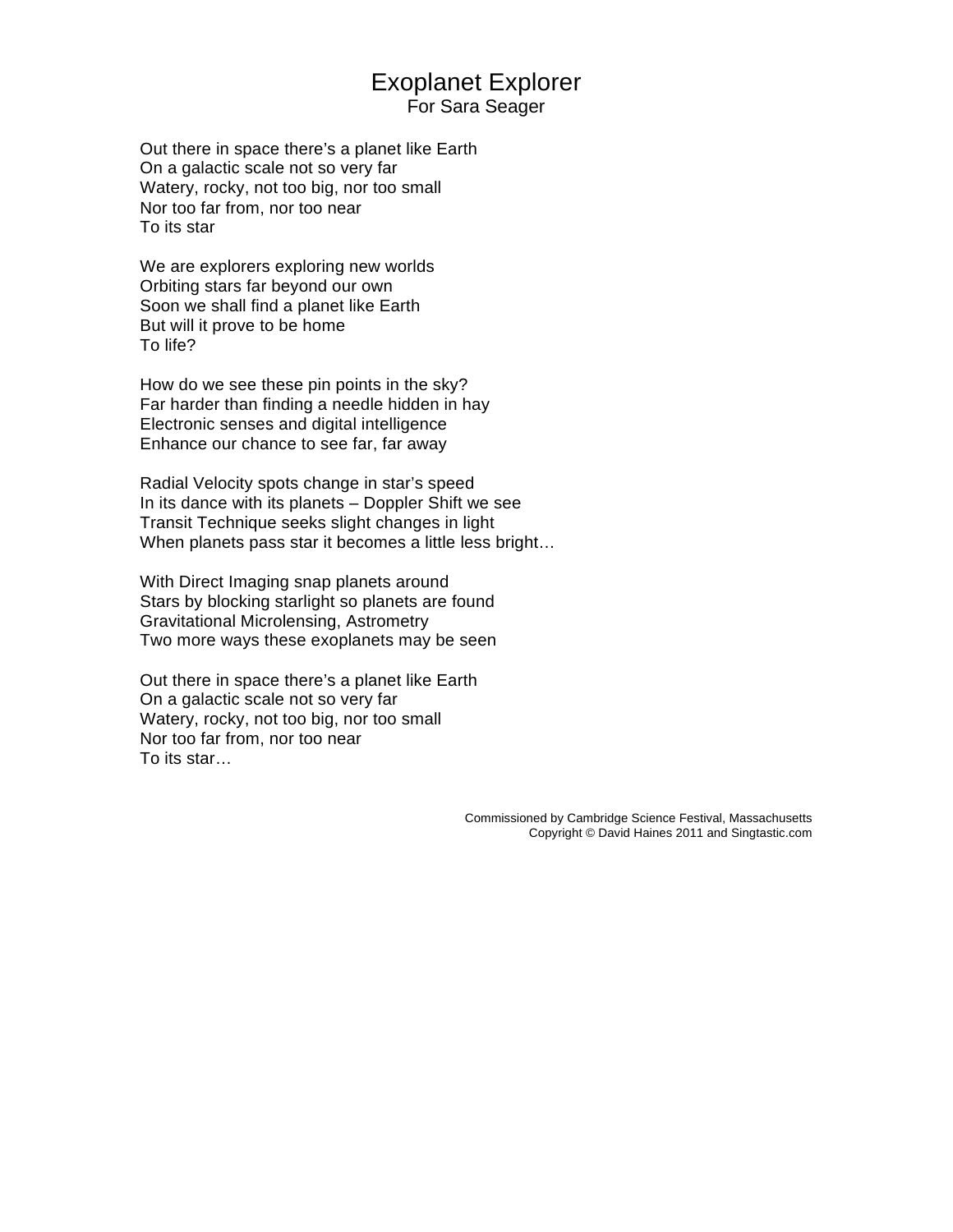# Exoplanet Explorer

For Sara Seager

Out there in space there's a planet like Earth
On a galactic scale not so very far
Watery, rocky, not too big, nor too small
Nor too far from, nor too near
To its star

We are explorers exploring new worlds
Orbiting stars far beyond our own
Soon we shall find a planet like Earth
But will it prove to be home
To life?

How do we see these pin points in the sky?
Far harder than finding a needle hidden in hay
Electronic senses and digital intelligence
Enhance our chance to see far, far away

Radial Velocity spots change in star's speed
In its dance with its planets – Doppler Shift we see
Transit Technique seeks slight changes in light
When planets pass star it becomes a little less bright…

With Direct Imaging snap planets around
Stars by blocking starlight so planets are found
Gravitational Microlensing, Astrometry
Two more ways these exoplanets may be seen

Out there in space there's a planet like Earth
On a galactic scale not so very far
Watery, rocky, not too big, nor too small
Nor too far from, nor too near
To its star…

Commissioned by Cambridge Science Festival, Massachusetts
Copyright © David Haines 2011 and Singtastic.com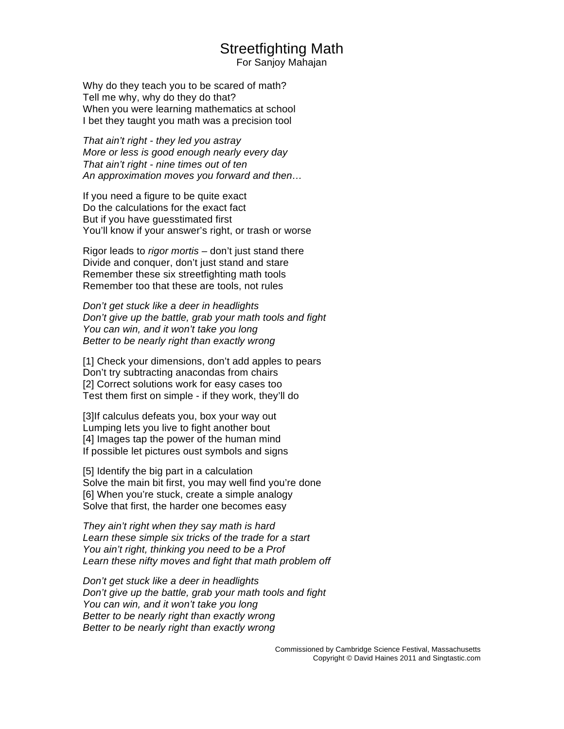# Streetfighting Math

For Sanjoy Mahajan

Why do they teach you to be scared of math?
Tell me why, why do they do that?
When you were learning mathematics at school
I bet they taught you math was a precision tool

*That ain't right - they led you astray*
*More or less is good enough nearly every day*
*That ain't right - nine times out of ten*
*An approximation moves you forward and then…*

If you need a figure to be quite exact
Do the calculations for the exact fact
But if you have guesstimated first
You'll know if your answer's right, or trash or worse

Rigor leads to *rigor mortis* – don't just stand there
Divide and conquer, don't just stand and stare
Remember these six streetfighting math tools
Remember too that these are tools, not rules

*Don't get stuck like a deer in headlights*
*Don't give up the battle, grab your math tools and fight*
*You can win, and it won't take you long*
*Better to be nearly right than exactly wrong*

[1] Check your dimensions, don't add apples to pears
Don't try subtracting anacondas from chairs
[2] Correct solutions work for easy cases too
Test them first on simple - if they work, they'll do

[3]If calculus defeats you, box your way out
Lumping lets you live to fight another bout
[4] Images tap the power of the human mind
If possible let pictures oust symbols and signs

[5] Identify the big part in a calculation
Solve the main bit first, you may well find you're done
[6] When you're stuck, create a simple analogy
Solve that first, the harder one becomes easy

*They ain't right when they say math is hard*
*Learn these simple six tricks of the trade for a start*
*You ain't right, thinking you need to be a Prof*
*Learn these nifty moves and fight that math problem off*

*Don't get stuck like a deer in headlights*
*Don't give up the battle, grab your math tools and fight*
*You can win, and it won't take you long*
*Better to be nearly right than exactly wrong*
*Better to be nearly right than exactly wrong*

Commissioned by Cambridge Science Festival, Massachusetts
Copyright © David Haines 2011 and Singtastic.com